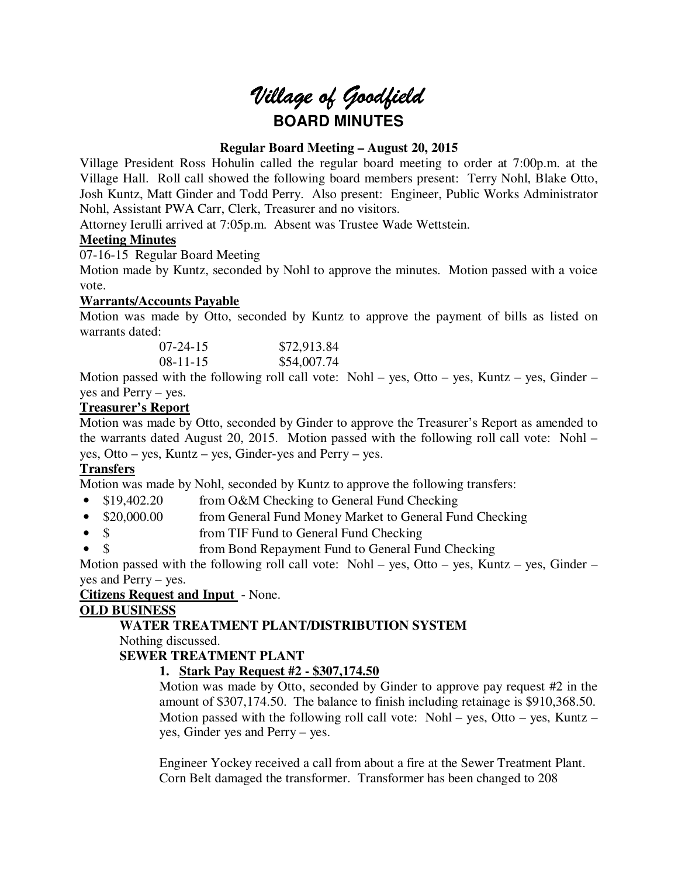# *Village of Goodfield*

## BOARD MINUTES

**Regular Board Meeting – August 20, 2015**

Village President Ross Hohulin called the regular board meeting to order at 7:00p.m. at the Village Hall. Roll call showed the following board members present: Terry Nohl, Blake Otto, Josh Kuntz, Matt Ginder and Todd Perry. Also present: Engineer, Public Works Administrator Nohl, Assistant PWA Carr, Clerk, Treasurer and no visitors.

Attorney Ierulli arrived at 7:05p.m. Absent was Trustee Wade Wettstein.

**Meeting Minutes**

07-16-15 Regular Board Meeting

Motion made by Kuntz, seconded by Nohl to approve the minutes. Motion passed with a voice vote.

**Warrants/Accounts Payable**

Motion was made by Otto, seconded by Kuntz to approve the payment of bills as listed on warrants dated:

| | |
|---|---|
| 07-24-15 | $72,913.84 |
| 08-11-15 | $54,007.74 |

Motion passed with the following roll call vote: Nohl – yes, Otto – yes, Kuntz – yes, Ginder – yes and Perry – yes.

**Treasurer's Report**

Motion was made by Otto, seconded by Ginder to approve the Treasurer's Report as amended to the warrants dated August 20, 2015. Motion passed with the following roll call vote: Nohl – yes, Otto – yes, Kuntz – yes, Ginder-yes and Perry – yes.

**Transfers**

Motion was made by Nohl, seconded by Kuntz to approve the following transfers:

- $19,402.20 from O&M Checking to General Fund Checking
- $20,000.00 from General Fund Money Market to General Fund Checking
- $ from TIF Fund to General Fund Checking
- $ from Bond Repayment Fund to General Fund Checking

Motion passed with the following roll call vote: Nohl – yes, Otto – yes, Kuntz – yes, Ginder – yes and Perry – yes.

**Citizens Request and Input** - None.

**OLD BUSINESS**

**WATER TREATMENT PLANT/DISTRIBUTION SYSTEM**

Nothing discussed.

**SEWER TREATMENT PLANT**

1. **Stark Pay Request #2 - $307,174.50**

   Motion was made by Otto, seconded by Ginder to approve pay request #2 in the amount of $307,174.50. The balance to finish including retainage is $910,368.50. Motion passed with the following roll call vote: Nohl – yes, Otto – yes, Kuntz – yes, Ginder yes and Perry – yes.

   Engineer Yockey received a call from about a fire at the Sewer Treatment Plant. Corn Belt damaged the transformer. Transformer has been changed to 208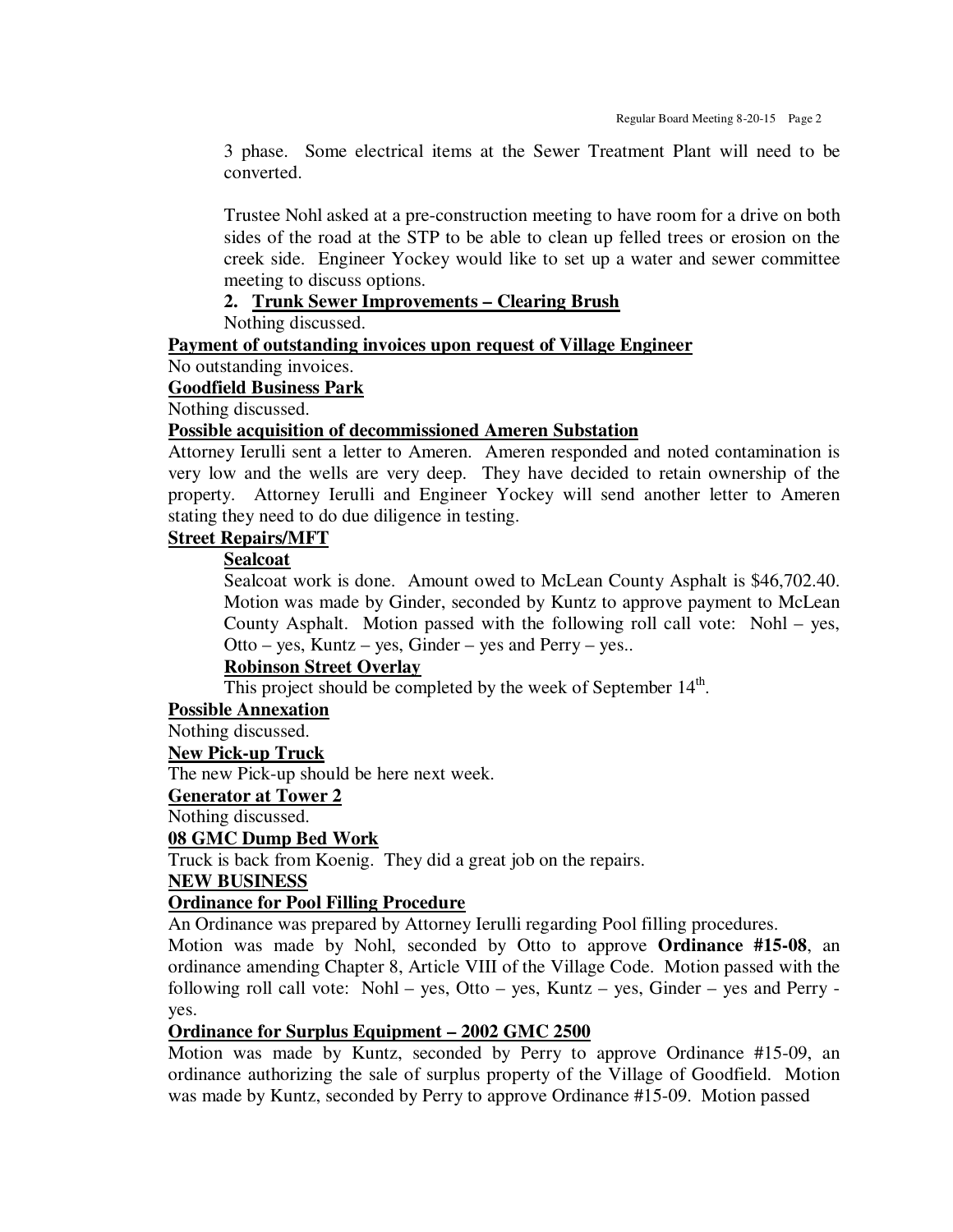3 phase. Some electrical items at the Sewer Treatment Plant will need to be converted.

Trustee Nohl asked at a pre-construction meeting to have room for a drive on both sides of the road at the STP to be able to clean up felled trees or erosion on the creek side. Engineer Yockey would like to set up a water and sewer committee meeting to discuss options.

**2. Trunk Sewer Improvements – Clearing Brush**

Nothing discussed.

**Payment of outstanding invoices upon request of Village Engineer**

No outstanding invoices.

**Goodfield Business Park**

Nothing discussed.

**Possible acquisition of decommissioned Ameren Substation**

Attorney Ierulli sent a letter to Ameren. Ameren responded and noted contamination is very low and the wells are very deep. They have decided to retain ownership of the property. Attorney Ierulli and Engineer Yockey will send another letter to Ameren stating they need to do due diligence in testing.

**Street Repairs/MFT**

**Sealcoat**

Sealcoat work is done. Amount owed to McLean County Asphalt is $46,702.40. Motion was made by Ginder, seconded by Kuntz to approve payment to McLean County Asphalt. Motion passed with the following roll call vote: Nohl – yes, Otto – yes, Kuntz – yes, Ginder – yes and Perry – yes..

**Robinson Street Overlay**

This project should be completed by the week of September 14th.

**Possible Annexation**

Nothing discussed.

**New Pick-up Truck**

The new Pick-up should be here next week.

**Generator at Tower 2**

Nothing discussed.

**08 GMC Dump Bed Work**

Truck is back from Koenig. They did a great job on the repairs.

**NEW BUSINESS**

**Ordinance for Pool Filling Procedure**

An Ordinance was prepared by Attorney Ierulli regarding Pool filling procedures.
Motion was made by Nohl, seconded by Otto to approve **Ordinance #15-08**, an ordinance amending Chapter 8, Article VIII of the Village Code. Motion passed with the following roll call vote: Nohl – yes, Otto – yes, Kuntz – yes, Ginder – yes and Perry - yes.

**Ordinance for Surplus Equipment – 2002 GMC 2500**

Motion was made by Kuntz, seconded by Perry to approve Ordinance #15-09, an ordinance authorizing the sale of surplus property of the Village of Goodfield. Motion was made by Kuntz, seconded by Perry to approve Ordinance #15-09. Motion passed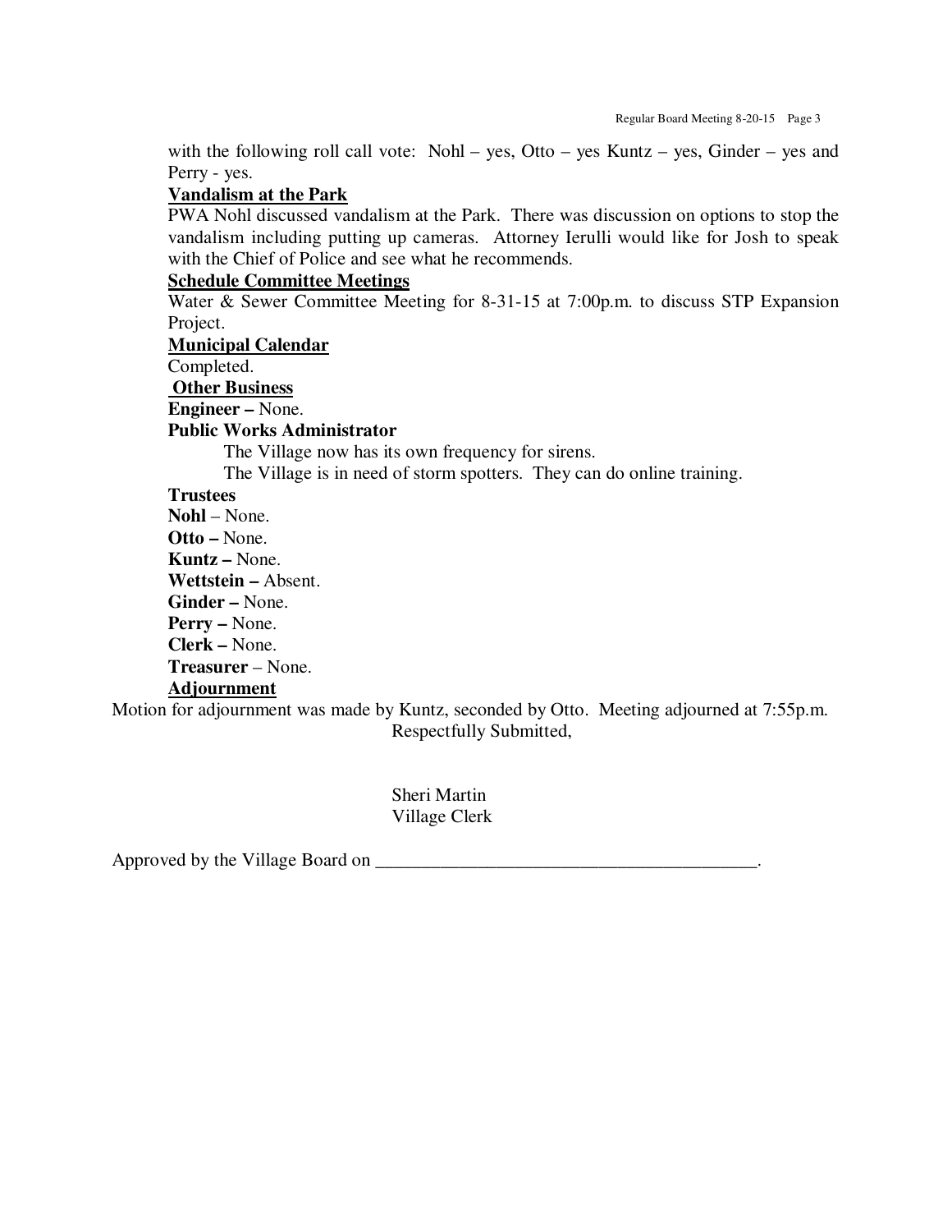with the following roll call vote: Nohl – yes, Otto – yes Kuntz – yes, Ginder – yes and Perry - yes.

**Vandalism at the Park**

PWA Nohl discussed vandalism at the Park. There was discussion on options to stop the vandalism including putting up cameras. Attorney Ierulli would like for Josh to speak with the Chief of Police and see what he recommends.

**Schedule Committee Meetings**

Water & Sewer Committee Meeting for 8-31-15 at 7:00p.m. to discuss STP Expansion Project.

**Municipal Calendar**

Completed.

**Other Business**

**Engineer –** None.

**Public Works Administrator**

The Village now has its own frequency for sirens.

The Village is in need of storm spotters. They can do online training.

**Trustees**

**Nohl** – None.

**Otto –** None.

**Kuntz –** None.

**Wettstein –** Absent.

**Ginder –** None.

**Perry –** None.

**Clerk –** None.

**Treasurer** – None.

**Adjournment**

Motion for adjournment was made by Kuntz, seconded by Otto. Meeting adjourned at 7:55p.m.

Respectfully Submitted,

Sheri Martin
Village Clerk

Approved by the Village Board on \_\_\_\_\_\_\_\_\_\_\_\_\_\_\_\_\_\_\_\_\_\_\_\_\_\_\_\_\_\_\_\_\_\_\_\_\_\_\_\_\_\_.